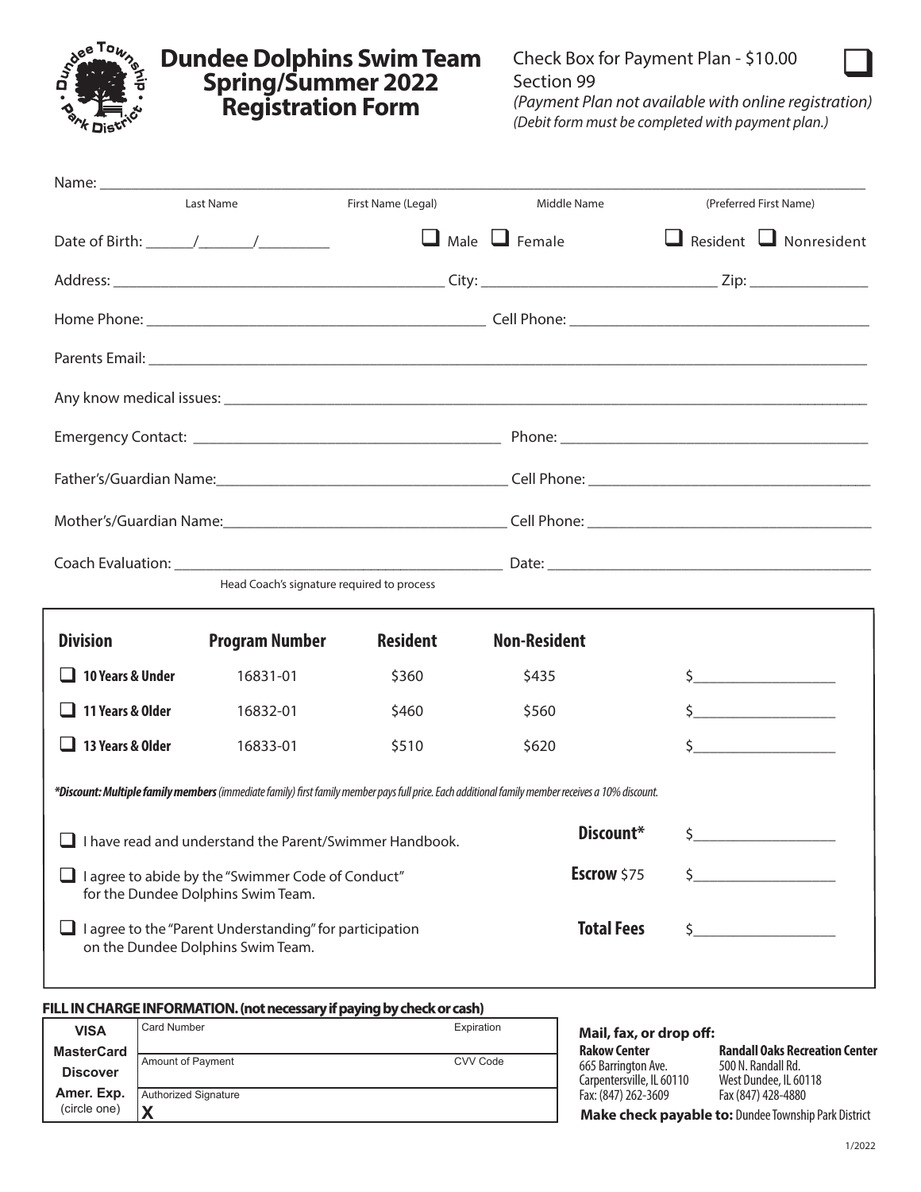# Dundee Dolphins Swim Team Spring/Summer 2022 Registration Form

Check Box for Payment Plan - $10.00 ☐
Section 99
*(Payment Plan not available with online registration)*
*(Debit form must be completed with payment plan.)*

Name: ______________________________________________
Last Name / First Name (Legal) / Middle Name / (Preferred First Name)

Date of Birth: ______/_______/_________ ☐ Male ☐ Female ☐ Resident ☐ Nonresident

Address: ______________________ City: ______________________ Zip: ______________

Home Phone: ______________________ Cell Phone: ______________________

Parents Email: ______________________________________________

Any know medical issues: ______________________________________________

Emergency Contact: ______________________ Phone: ______________________

Father's/Guardian Name: ______________________ Cell Phone: ______________________

Mother's/Guardian Name: ______________________ Cell Phone: ______________________

Coach Evaluation: ______________________ Date: ______________________
Head Coach's signature required to process

| Division | Program Number | Resident | Non-Resident | |
|---|---|---|---|---|
| ☐ **10 Years & Under** | 16831-01 | $360 | $435 | $__________ |
| ☐ **11 Years & Older** | 16832-01 | $460 | $560 | $__________ |
| ☐ **13 Years & Older** | 16833-01 | $510 | $620 | $__________ |

***Discount: Multiple family members*** *(immediate family) first family member pays full price. Each additional family member receives a 10% discount.*

☐ I have read and understand the Parent/Swimmer Handbook. — **Discount*** $__________

☐ I agree to abide by the "Swimmer Code of Conduct" for the Dundee Dolphins Swim Team. — **Escrow** $75 $__________

☐ I agree to the "Parent Understanding" for participation on the Dundee Dolphins Swim Team. — **Total Fees** $__________

**FILL IN CHARGE INFORMATION. (not necessary if paying by check or cash)**

| VISA / MasterCard / Discover / Amer. Exp. (circle one) | Card Number | Expiration |
|---|---|---|
| | Amount of Payment | CVV Code |
| | Authorized Signature **X** | |

**Mail, fax, or drop off:**

**Rakow Center**
665 Barrington Ave.
Carpentersville, IL 60110
Fax: (847) 262-3609

**Randall Oaks Recreation Center**
500 N. Randall Rd.
West Dundee, IL 60118
Fax (847) 428-4880

**Make check payable to:** Dundee Township Park District

1/2022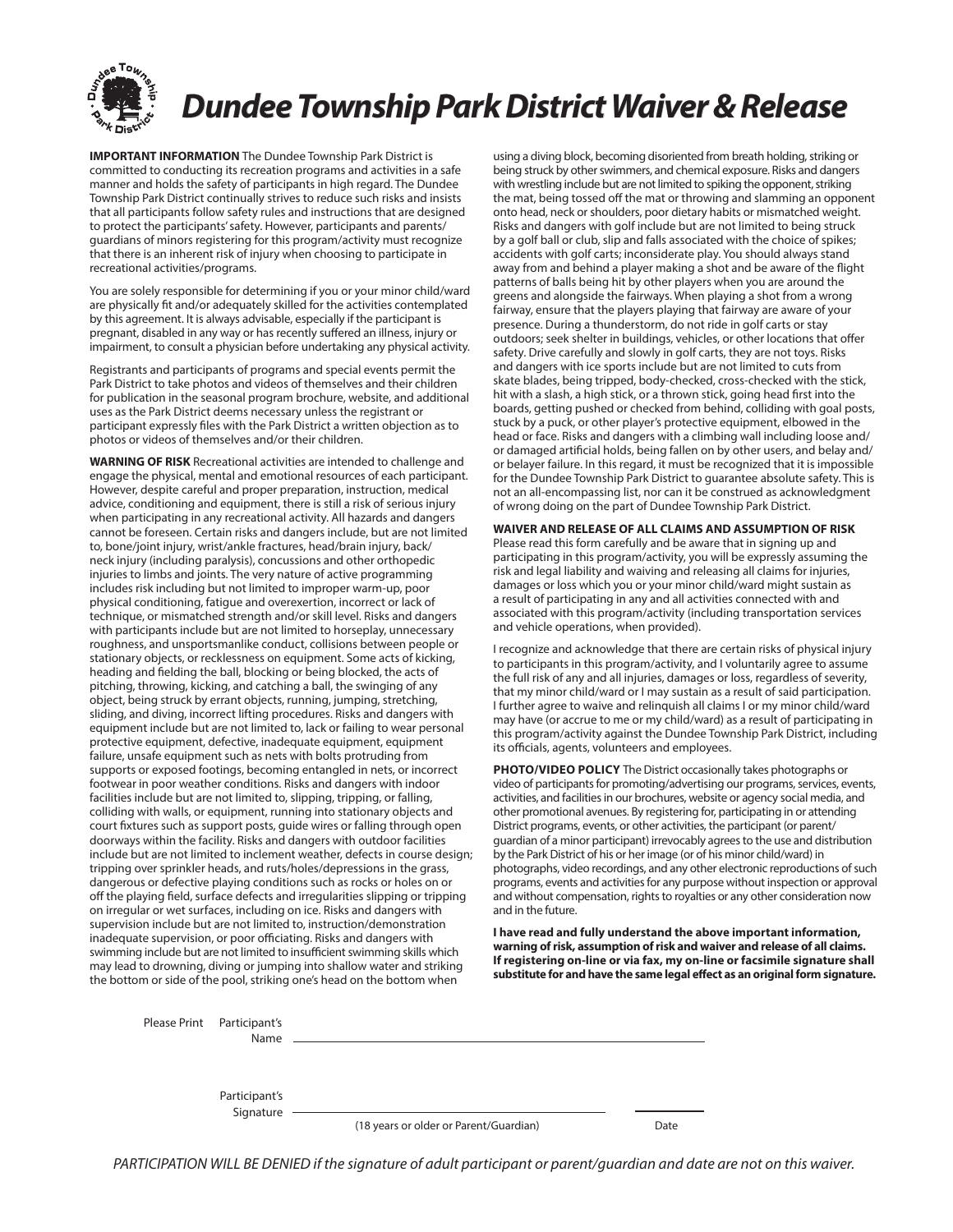# Dundee Township Park District Waiver & Release

**IMPORTANT INFORMATION** The Dundee Township Park District is committed to conducting its recreation programs and activities in a safe manner and holds the safety of participants in high regard. The Dundee Township Park District continually strives to reduce such risks and insists that all participants follow safety rules and instructions that are designed to protect the participants' safety. However, participants and parents/guardians of minors registering for this program/activity must recognize that there is an inherent risk of injury when choosing to participate in recreational activities/programs.

You are solely responsible for determining if you or your minor child/ward are physically fit and/or adequately skilled for the activities contemplated by this agreement. It is always advisable, especially if the participant is pregnant, disabled in any way or has recently suffered an illness, injury or impairment, to consult a physician before undertaking any physical activity.

Registrants and participants of programs and special events permit the Park District to take photos and videos of themselves and their children for publication in the seasonal program brochure, website, and additional uses as the Park District deems necessary unless the registrant or participant expressly files with the Park District a written objection as to photos or videos of themselves and/or their children.

**WARNING OF RISK** Recreational activities are intended to challenge and engage the physical, mental and emotional resources of each participant. However, despite careful and proper preparation, instruction, medical advice, conditioning and equipment, there is still a risk of serious injury when participating in any recreational activity. All hazards and dangers cannot be foreseen. Certain risks and dangers include, but are not limited to, bone/joint injury, wrist/ankle fractures, head/brain injury, back/neck injury (including paralysis), concussions and other orthopedic injuries to limbs and joints. The very nature of active programming includes risk including but not limited to improper warm-up, poor physical conditioning, fatigue and overexertion, incorrect or lack of technique, or mismatched strength and/or skill level. Risks and dangers with participants include but are not limited to horseplay, unnecessary roughness, and unsportsmanlike conduct, collisions between people or stationary objects, or recklessness on equipment. Some acts of kicking, heading and fielding the ball, blocking or being blocked, the acts of pitching, throwing, kicking, and catching a ball, the swinging of any object, being struck by errant objects, running, jumping, stretching, sliding, and diving, incorrect lifting procedures. Risks and dangers with equipment include but are not limited to, lack or failing to wear personal protective equipment, defective, inadequate equipment, equipment failure, unsafe equipment such as nets with bolts protruding from supports or exposed footings, becoming entangled in nets, or incorrect footwear in poor weather conditions. Risks and dangers with indoor facilities include but are not limited to, slipping, tripping, or falling, colliding with walls, or equipment, running into stationary objects and court fixtures such as support posts, guide wires or falling through open doorways within the facility. Risks and dangers with outdoor facilities include but are not limited to inclement weather, defects in course design; tripping over sprinkler heads, and ruts/holes/depressions in the grass, dangerous or defective playing conditions such as rocks or holes on or off the playing field, surface defects and irregularities slipping or tripping on irregular or wet surfaces, including on ice. Risks and dangers with supervision include but are not limited to, instruction/demonstration inadequate supervision, or poor officiating. Risks and dangers with swimming include but are not limited to insufficient swimming skills which may lead to drowning, diving or jumping into shallow water and striking the bottom or side of the pool, striking one's head on the bottom when using a diving block, becoming disoriented from breath holding, striking or being struck by other swimmers, and chemical exposure. Risks and dangers with wrestling include but are not limited to spiking the opponent, striking the mat, being tossed off the mat or throwing and slamming an opponent onto head, neck or shoulders, poor dietary habits or mismatched weight. Risks and dangers with golf include but are not limited to being struck by a golf ball or club, slip and falls associated with the choice of spikes; accidents with golf carts; inconsiderate play. You should always stand away from and behind a player making a shot and be aware of the flight patterns of balls being hit by other players when you are around the greens and alongside the fairways. When playing a shot from a wrong fairway, ensure that the players playing that fairway are aware of your presence. During a thunderstorm, do not ride in golf carts or stay outdoors; seek shelter in buildings, vehicles, or other locations that offer safety. Drive carefully and slowly in golf carts, they are not toys. Risks and dangers with ice sports include but are not limited to cuts from skate blades, being tripped, body-checked, cross-checked with the stick, hit with a slash, a high stick, or a thrown stick, going head first into the boards, getting pushed or checked from behind, colliding with goal posts, stuck by a puck, or other player's protective equipment, elbowed in the head or face. Risks and dangers with a climbing wall including loose and/or damaged artificial holds, being fallen on by other users, and belay and/or belayer failure. In this regard, it must be recognized that it is impossible for the Dundee Township Park District to guarantee absolute safety. This is not an all-encompassing list, nor can it be construed as acknowledgment of wrong doing on the part of Dundee Township Park District.

**WAIVER AND RELEASE OF ALL CLAIMS AND ASSUMPTION OF RISK**
Please read this form carefully and be aware that in signing up and participating in this program/activity, you will be expressly assuming the risk and legal liability and waiving and releasing all claims for injuries, damages or loss which you or your minor child/ward might sustain as a result of participating in any and all activities connected with and associated with this program/activity (including transportation services and vehicle operations, when provided).

I recognize and acknowledge that there are certain risks of physical injury to participants in this program/activity, and I voluntarily agree to assume the full risk of any and all injuries, damages or loss, regardless of severity, that my minor child/ward or I may sustain as a result of said participation. I further agree to waive and relinquish all claims I or my minor child/ward may have (or accrue to me or my child/ward) as a result of participating in this program/activity against the Dundee Township Park District, including its officials, agents, volunteers and employees.

**PHOTO/VIDEO POLICY** The District occasionally takes photographs or video of participants for promoting/advertising our programs, services, events, activities, and facilities in our brochures, website or agency social media, and other promotional avenues. By registering for, participating in or attending District programs, events, or other activities, the participant (or parent/guardian of a minor participant) irrevocably agrees to the use and distribution by the Park District of his or her image (or of his minor child/ward) in photographs, video recordings, and any other electronic reproductions of such programs, events and activities for any purpose without inspection or approval and without compensation, rights to royalties or any other consideration now and in the future.

**I have read and fully understand the above important information, warning of risk, assumption of risk and waiver and release of all claims. If registering on-line or via fax, my on-line or facsimile signature shall substitute for and have the same legal effect as an original form signature.**

Please Print Participant's Name ______________________________________________

Participant's Signature ______________________________________ ____________
(18 years or older or Parent/Guardian) Date

*PARTICIPATION WILL BE DENIED if the signature of adult participant or parent/guardian and date are not on this waiver.*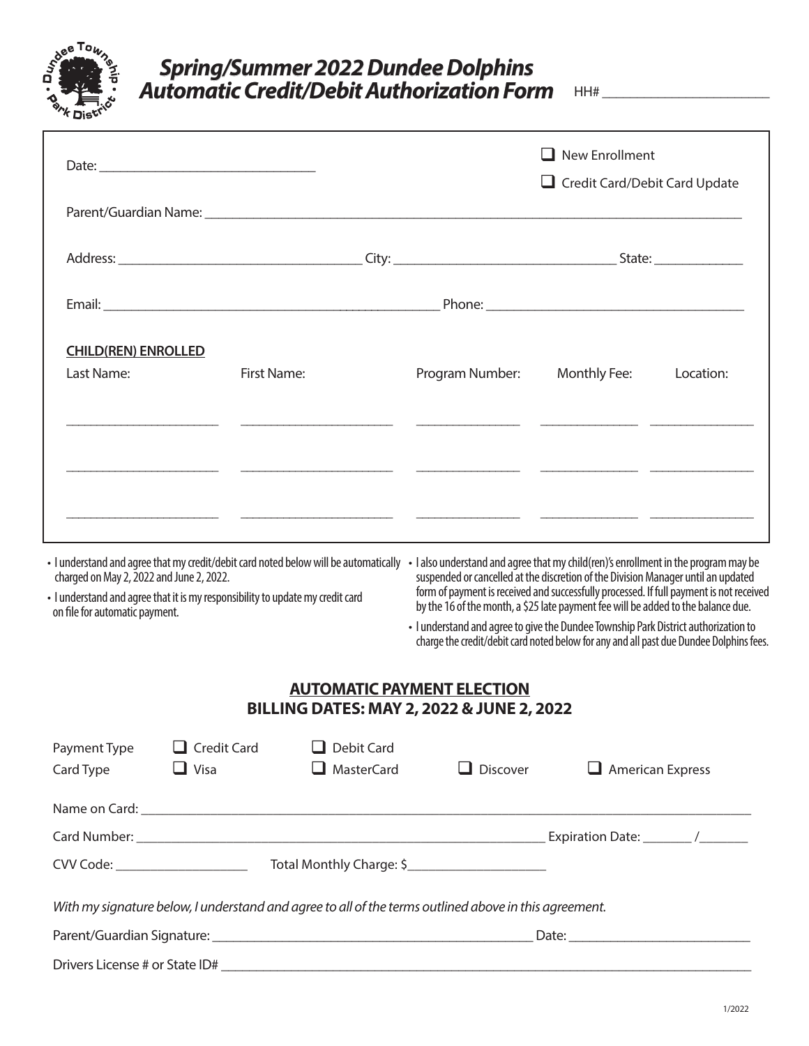# Spring/Summer 2022 Dundee Dolphins Automatic Credit/Debit Authorization Form

HH# ______________________

Date: ______________________________

- ☐ New Enrollment
- ☐ Credit Card/Debit Card Update

Parent/Guardian Name: ______________________________________________

Address: ______________________________ City: ______________________________ State: ____________

Email: ______________________________________________ Phone: ______________________________

**CHILD(REN) ENROLLED**

| Last Name: | First Name: | Program Number: | Monthly Fee: | Location: |
|---|---|---|---|---|
| | | | | |
| | | | | |
| | | | | |

- I understand and agree that my credit/debit card noted below will be automatically charged on May 2, 2022 and June 2, 2022.
- I understand and agree that it is my responsibility to update my credit card on file for automatic payment.
- I also understand and agree that my child(ren)'s enrollment in the program may be suspended or cancelled at the discretion of the Division Manager until an updated form of payment is received and successfully processed. If full payment is not received by the 16 of the month, a $25 late payment fee will be added to the balance due.
- I understand and agree to give the Dundee Township Park District authorization to charge the credit/debit card noted below for any and all past due Dundee Dolphins fees.

## AUTOMATIC PAYMENT ELECTION
## BILLING DATES: MAY 2, 2022 & JUNE 2, 2022

Payment Type ☐ Credit Card ☐ Debit Card

Card Type ☐ Visa ☐ MasterCard ☐ Discover ☐ American Express

Name on Card: ______________________________________________

Card Number: ______________________________ Expiration Date: _______ /_______

CVV Code: ________________ Total Monthly Charge: $__________________

*With my signature below, I understand and agree to all of the terms outlined above in this agreement.*

Parent/Guardian Signature: ______________________________ Date: ______________________

Drivers License # or State ID# ______________________________________________

1/2022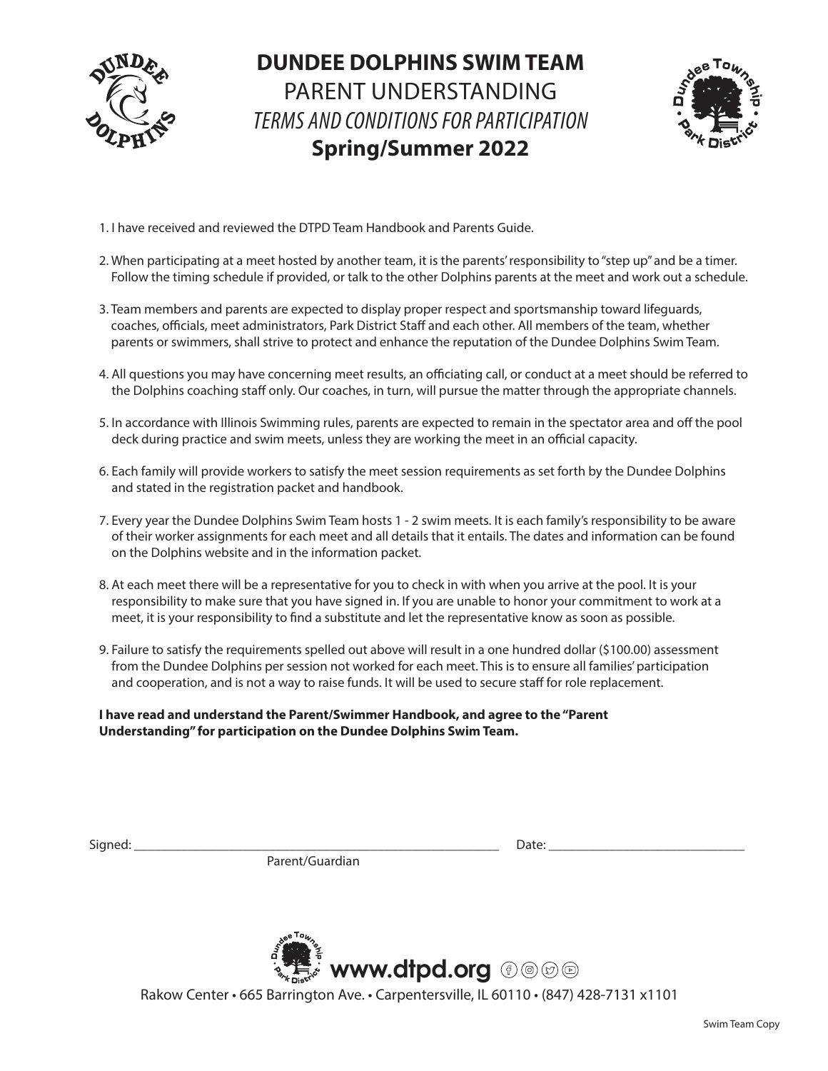# DUNDEE DOLPHINS SWIM TEAM

## PARENT UNDERSTANDING

### *TERMS AND CONDITIONS FOR PARTICIPATION*

### Spring/Summer 2022

1. I have received and reviewed the DTPD Team Handbook and Parents Guide.

2. When participating at a meet hosted by another team, it is the parents' responsibility to "step up" and be a timer. Follow the timing schedule if provided, or talk to the other Dolphins parents at the meet and work out a schedule.

3. Team members and parents are expected to display proper respect and sportsmanship toward lifeguards, coaches, officials, meet administrators, Park District Staff and each other. All members of the team, whether parents or swimmers, shall strive to protect and enhance the reputation of the Dundee Dolphins Swim Team.

4. All questions you may have concerning meet results, an officiating call, or conduct at a meet should be referred to the Dolphins coaching staff only. Our coaches, in turn, will pursue the matter through the appropriate channels.

5. In accordance with Illinois Swimming rules, parents are expected to remain in the spectator area and off the pool deck during practice and swim meets, unless they are working the meet in an official capacity.

6. Each family will provide workers to satisfy the meet session requirements as set forth by the Dundee Dolphins and stated in the registration packet and handbook.

7. Every year the Dundee Dolphins Swim Team hosts 1 - 2 swim meets. It is each family's responsibility to be aware of their worker assignments for each meet and all details that it entails. The dates and information can be found on the Dolphins website and in the information packet.

8. At each meet there will be a representative for you to check in with when you arrive at the pool. It is your responsibility to make sure that you have signed in. If you are unable to honor your commitment to work at a meet, it is your responsibility to find a substitute and let the representative know as soon as possible.

9. Failure to satisfy the requirements spelled out above will result in a one hundred dollar ($100.00) assessment from the Dundee Dolphins per session not worked for each meet. This is to ensure all families' participation and cooperation, and is not a way to raise funds. It will be used to secure staff for role replacement.

**I have read and understand the Parent/Swimmer Handbook, and agree to the "Parent Understanding" for participation on the Dundee Dolphins Swim Team.**

Signed: ________________________________________ Date: ________________________

Parent/Guardian

**www.dtpd.org**

Rakow Center • 665 Barrington Ave. • Carpentersville, IL 60110 • (847) 428-7131 x1101

Swim Team Copy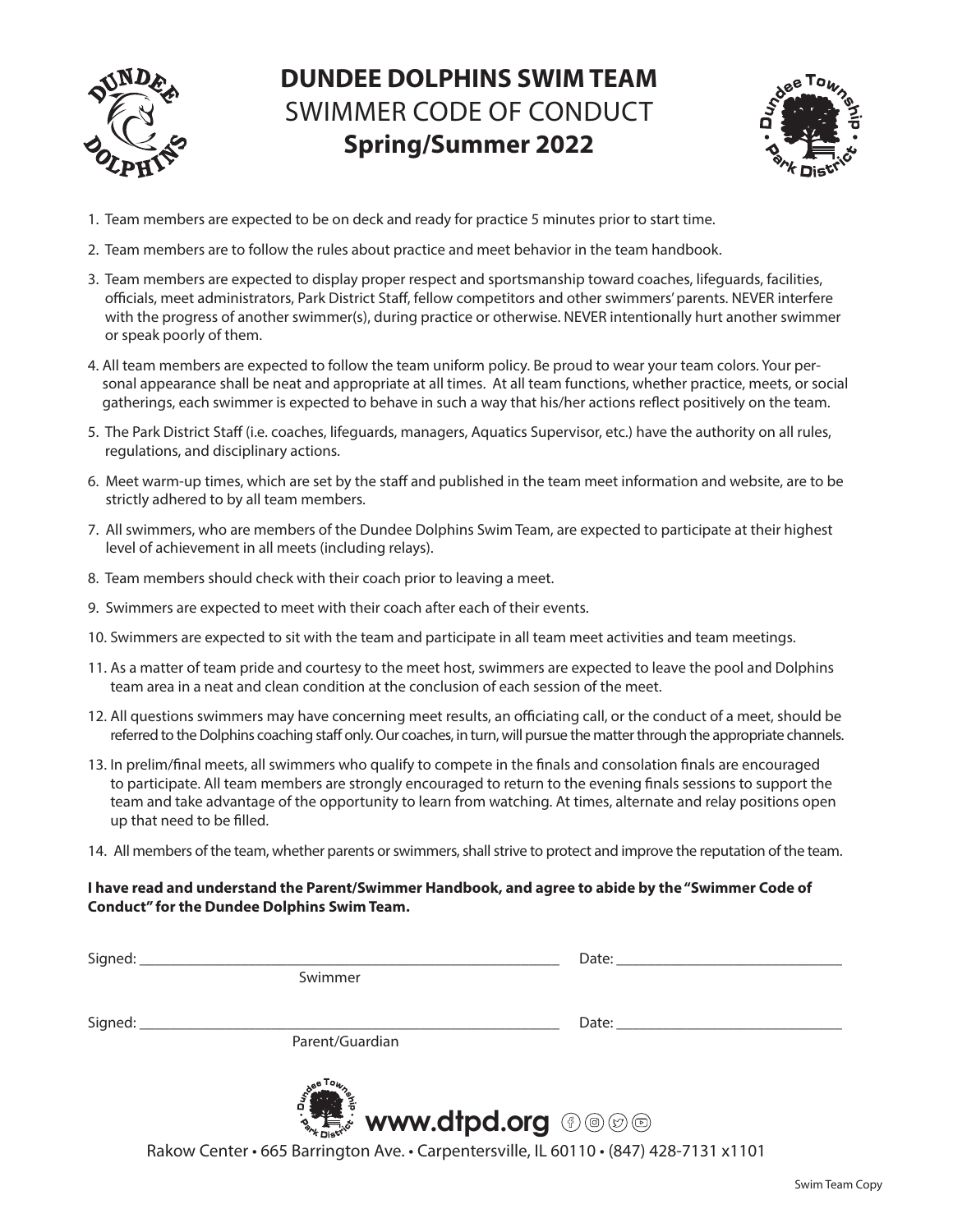# DUNDEE DOLPHINS SWIM TEAM

## SWIMMER CODE OF CONDUCT

## Spring/Summer 2022

1. Team members are expected to be on deck and ready for practice 5 minutes prior to start time.
2. Team members are to follow the rules about practice and meet behavior in the team handbook.
3. Team members are expected to display proper respect and sportsmanship toward coaches, lifeguards, facilities, officials, meet administrators, Park District Staff, fellow competitors and other swimmers' parents. NEVER interfere with the progress of another swimmer(s), during practice or otherwise. NEVER intentionally hurt another swimmer or speak poorly of them.
4. All team members are expected to follow the team uniform policy. Be proud to wear your team colors. Your personal appearance shall be neat and appropriate at all times. At all team functions, whether practice, meets, or social gatherings, each swimmer is expected to behave in such a way that his/her actions reflect positively on the team.
5. The Park District Staff (i.e. coaches, lifeguards, managers, Aquatics Supervisor, etc.) have the authority on all rules, regulations, and disciplinary actions.
6. Meet warm-up times, which are set by the staff and published in the team meet information and website, are to be strictly adhered to by all team members.
7. All swimmers, who are members of the Dundee Dolphins Swim Team, are expected to participate at their highest level of achievement in all meets (including relays).
8. Team members should check with their coach prior to leaving a meet.
9. Swimmers are expected to meet with their coach after each of their events.
10. Swimmers are expected to sit with the team and participate in all team meet activities and team meetings.
11. As a matter of team pride and courtesy to the meet host, swimmers are expected to leave the pool and Dolphins team area in a neat and clean condition at the conclusion of each session of the meet.
12. All questions swimmers may have concerning meet results, an officiating call, or the conduct of a meet, should be referred to the Dolphins coaching staff only. Our coaches, in turn, will pursue the matter through the appropriate channels.
13. In prelim/final meets, all swimmers who qualify to compete in the finals and consolation finals are encouraged to participate. All team members are strongly encouraged to return to the evening finals sessions to support the team and take advantage of the opportunity to learn from watching. At times, alternate and relay positions open up that need to be filled.
14. All members of the team, whether parents or swimmers, shall strive to protect and improve the reputation of the team.

**I have read and understand the Parent/Swimmer Handbook, and agree to abide by the "Swimmer Code of Conduct" for the Dundee Dolphins Swim Team.**

Signed: ______________________________ Date: ______________________
Swimmer

Signed: ______________________________ Date: ______________________
Parent/Guardian

**www.dtpd.org**

Rakow Center • 665 Barrington Ave. • Carpentersville, IL 60110 • (847) 428-7131 x1101

Swim Team Copy